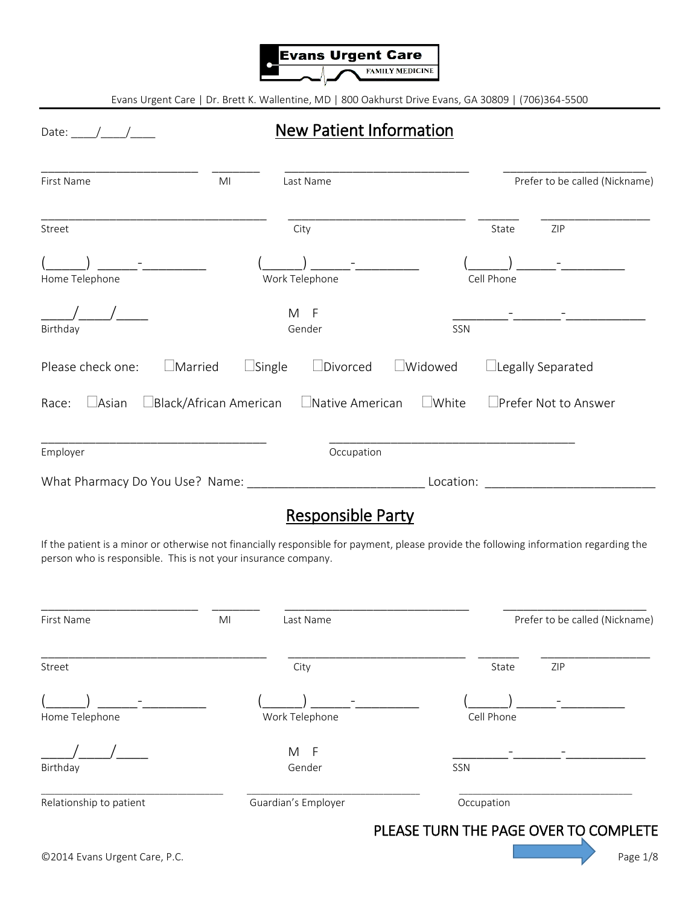Evans Urgent Care

FAMILY MEDICINE

Evans Urgent Care | Dr. Brett K. Wallentine, MD | 800 Oakhurst Drive Evans, GA 30809 | (706)364-5500

Date: ____/____/____

# New Patient Information

_________________________ ________ _____________________________ _______________________

First Name MI Last Name Prefer to be called (Nickname)

____________________________________ ____________________________ _______ _________________

Street City State ZIP

(_____) _____-_________ (_____) _____-_________ (_____) _____-_________

Home Telephone Work Telephone Cell Phone

____/____/____ M F ________-_______-___________

Birthday Gender SSN

Please check one: ☐Married ☐Single ☐Divorced ☐Widowed ☐Legally Separated

Race: ☐Asian ☐Black/African American ☐Native American ☐White ☐Prefer Not to Answer

____________________________________ _______________________________________

Employer Occupation

What Pharmacy Do You Use? Name: __________________________ Location: _________________________

# Responsible Party

If the patient is a minor or otherwise not financially responsible for payment, please provide the following information regarding the person who is responsible. This is not your insurance company.

_________________________ ________ _____________________________ _______________________

First Name MI Last Name Prefer to be called (Nickname)

____________________________________ ____________________________ _______ _________________

Street City State ZIP

(_____) _____-_________ (_____) _____-_________ (_____) _____-_________

Home Telephone Work Telephone Cell Phone

____/____/____ M F ________-_______-___________

Birthday Gender SSN

_____________________________ ____________________________ ____________________________

Relationship to patient Guardian's Employer Occupation

PLEASE TURN THE PAGE OVER TO COMPLETE

©2014 Evans Urgent Care, P.C.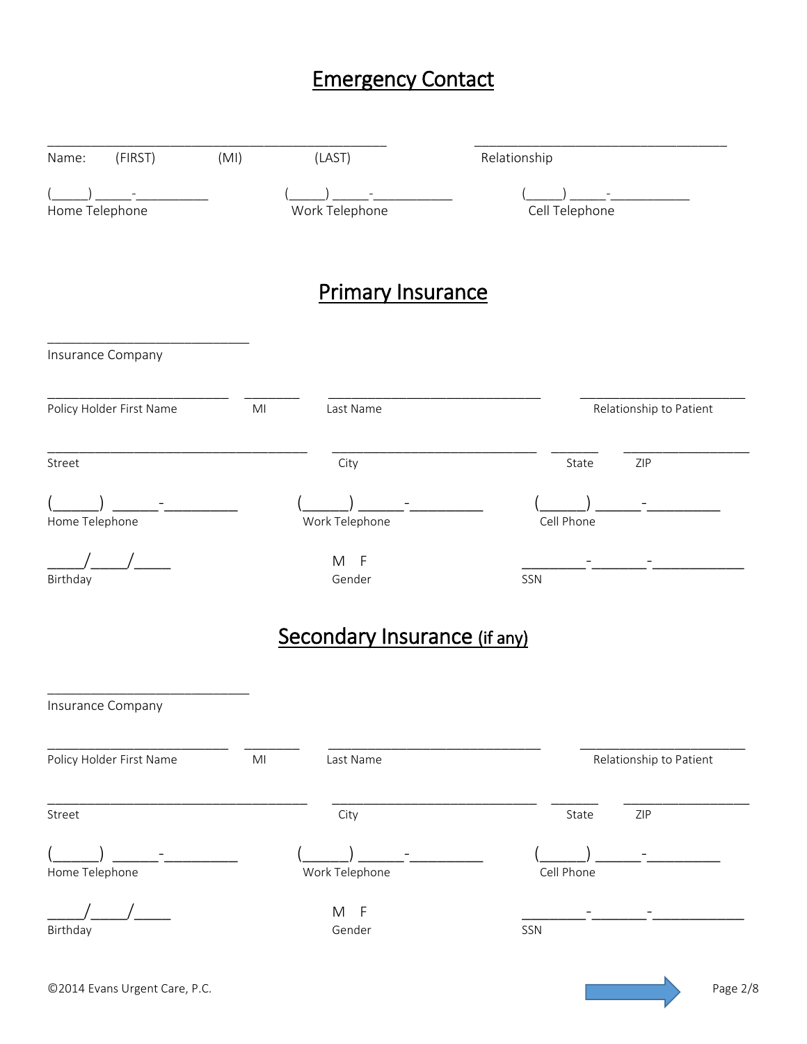# Emergency Contact

______________________________________________ ___________________________________

Name: (FIRST) (MI) (LAST) Relationship

(_____) _____-__________ (_____) _____-___________ (_____) _____-___________

Home Telephone Work Telephone Cell Telephone

# Primary Insurance

___________________________

Insurance Company

________________________ _______ ____________________________ ______________________

Policy Holder First Name MI Last Name Relationship to Patient

__________________________________ ___________________________ ______ ________________

Street City State ZIP

(______) ______-_________ (______) ______-_________ (______) ______-_________

Home Telephone Work Telephone Cell Phone

_____/_____/_____ M F _________-_______-____________

Birthday Gender SSN

# Secondary Insurance (if any)

___________________________

Insurance Company

________________________ _______ ____________________________ ______________________

Policy Holder First Name MI Last Name Relationship to Patient

__________________________________ ___________________________ ______ ________________

Street City State ZIP

(______) ______-_________ (______) ______-_________ (______) ______-_________

Home Telephone Work Telephone Cell Phone

_____/_____/_____ M F _________-_______-____________

Birthday Gender SSN

©2014 Evans Urgent Care, P.C.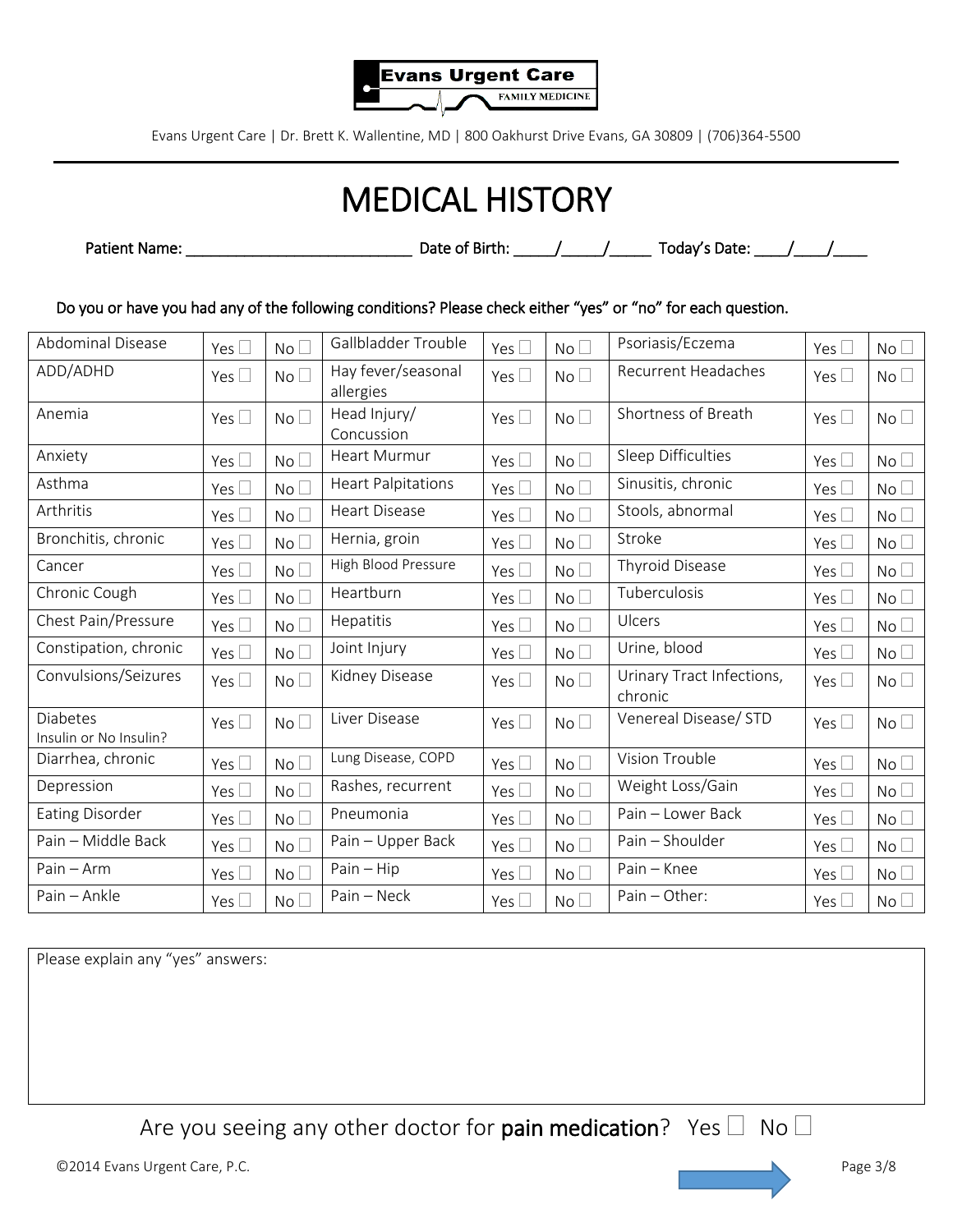Evans Urgent Care | Dr. Brett K. Wallentine, MD | 800 Oakhurst Drive Evans, GA 30809 | (706)364-5500

# MEDICAL HISTORY

**Patient Name: ___________________________ Date of Birth: _____/_____/_____ Today's Date: ____/____/____**

**Do you or have you had any of the following conditions? Please check either "yes" or "no" for each question.**

| Condition | Yes | No | Condition | Yes | No | Condition | Yes | No |
|---|---|---|---|---|---|---|---|---|
| Abdominal Disease | Yes ☐ | No ☐ | Gallbladder Trouble | Yes ☐ | No ☐ | Psoriasis/Eczema | Yes ☐ | No ☐ |
| ADD/ADHD | Yes ☐ | No ☐ | Hay fever/seasonal allergies | Yes ☐ | No ☐ | Recurrent Headaches | Yes ☐ | No ☐ |
| Anemia | Yes ☐ | No ☐ | Head Injury/ Concussion | Yes ☐ | No ☐ | Shortness of Breath | Yes ☐ | No ☐ |
| Anxiety | Yes ☐ | No ☐ | Heart Murmur | Yes ☐ | No ☐ | Sleep Difficulties | Yes ☐ | No ☐ |
| Asthma | Yes ☐ | No ☐ | Heart Palpitations | Yes ☐ | No ☐ | Sinusitis, chronic | Yes ☐ | No ☐ |
| Arthritis | Yes ☐ | No ☐ | Heart Disease | Yes ☐ | No ☐ | Stools, abnormal | Yes ☐ | No ☐ |
| Bronchitis, chronic | Yes ☐ | No ☐ | Hernia, groin | Yes ☐ | No ☐ | Stroke | Yes ☐ | No ☐ |
| Cancer | Yes ☐ | No ☐ | High Blood Pressure | Yes ☐ | No ☐ | Thyroid Disease | Yes ☐ | No ☐ |
| Chronic Cough | Yes ☐ | No ☐ | Heartburn | Yes ☐ | No ☐ | Tuberculosis | Yes ☐ | No ☐ |
| Chest Pain/Pressure | Yes ☐ | No ☐ | Hepatitis | Yes ☐ | No ☐ | Ulcers | Yes ☐ | No ☐ |
| Constipation, chronic | Yes ☐ | No ☐ | Joint Injury | Yes ☐ | No ☐ | Urine, blood | Yes ☐ | No ☐ |
| Convulsions/Seizures | Yes ☐ | No ☐ | Kidney Disease | Yes ☐ | No ☐ | Urinary Tract Infections, chronic | Yes ☐ | No ☐ |
| Diabetes Insulin or No Insulin? | Yes ☐ | No ☐ | Liver Disease | Yes ☐ | No ☐ | Venereal Disease/ STD | Yes ☐ | No ☐ |
| Diarrhea, chronic | Yes ☐ | No ☐ | Lung Disease, COPD | Yes ☐ | No ☐ | Vision Trouble | Yes ☐ | No ☐ |
| Depression | Yes ☐ | No ☐ | Rashes, recurrent | Yes ☐ | No ☐ | Weight Loss/Gain | Yes ☐ | No ☐ |
| Eating Disorder | Yes ☐ | No ☐ | Pneumonia | Yes ☐ | No ☐ | Pain – Lower Back | Yes ☐ | No ☐ |
| Pain – Middle Back | Yes ☐ | No ☐ | Pain – Upper Back | Yes ☐ | No ☐ | Pain – Shoulder | Yes ☐ | No ☐ |
| Pain – Arm | Yes ☐ | No ☐ | Pain – Hip | Yes ☐ | No ☐ | Pain – Knee | Yes ☐ | No ☐ |
| Pain – Ankle | Yes ☐ | No ☐ | Pain – Neck | Yes ☐ | No ☐ | Pain – Other: | Yes ☐ | No ☐ |

Please explain any "yes" answers:

Are you seeing any other doctor for **pain medication**? Yes ☐ No ☐

©2014 Evans Urgent Care, P.C.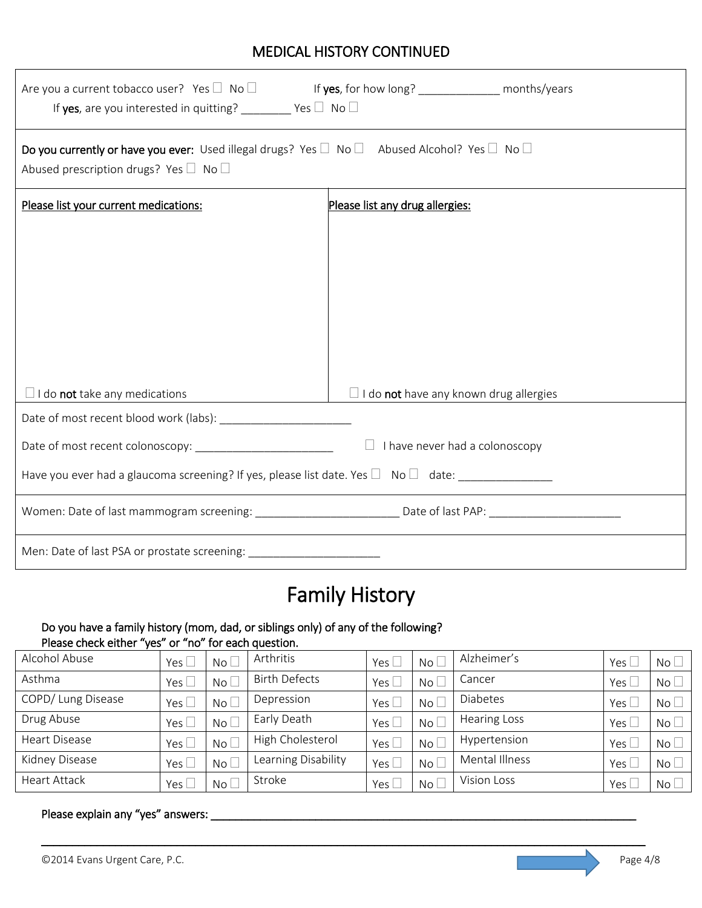## MEDICAL HISTORY CONTINUED

Are you a current tobacco user? Yes ☐ No ☐ If **yes**, for how long? _____________ months/years

If **yes**, are you interested in quitting? ________ Yes ☐ No ☐

**Do you currently or have you ever:** Used illegal drugs? Yes ☐ No ☐ Abused Alcohol? Yes ☐ No ☐

Abused prescription drugs? Yes ☐ No ☐

| Please list your current medications: | Please list any drug allergies: |
|---|---|
| ☐ I do **not** take any medications | ☐ I do **not** have any known drug allergies |

Date of most recent blood work (labs): _____________________

Date of most recent colonoscopy: ______________________ ☐ I have never had a colonoscopy

Have you ever had a glaucoma screening? If yes, please list date. Yes ☐ No ☐ date: _______________

Women: Date of last mammogram screening: ______________________ Date of last PAP: _____________________

Men: Date of last PSA or prostate screening: _____________________

# Family History

**Do you have a family history (mom, dad, or siblings only) of any of the following?**
**Please check either "yes" or "no" for each question.**

| Condition | Yes | No | Condition | Yes | No | Condition | Yes | No |
|---|---|---|---|---|---|---|---|---|
| Alcohol Abuse | Yes ☐ | No ☐ | Arthritis | Yes ☐ | No ☐ | Alzheimer's | Yes ☐ | No ☐ |
| Asthma | Yes ☐ | No ☐ | Birth Defects | Yes ☐ | No ☐ | Cancer | Yes ☐ | No ☐ |
| COPD/ Lung Disease | Yes ☐ | No ☐ | Depression | Yes ☐ | No ☐ | Diabetes | Yes ☐ | No ☐ |
| Drug Abuse | Yes ☐ | No ☐ | Early Death | Yes ☐ | No ☐ | Hearing Loss | Yes ☐ | No ☐ |
| Heart Disease | Yes ☐ | No ☐ | High Cholesterol | Yes ☐ | No ☐ | Hypertension | Yes ☐ | No ☐ |
| Kidney Disease | Yes ☐ | No ☐ | Learning Disability | Yes ☐ | No ☐ | Mental Illness | Yes ☐ | No ☐ |
| Heart Attack | Yes ☐ | No ☐ | Stroke | Yes ☐ | No ☐ | Vision Loss | Yes ☐ | No ☐ |

**Please explain any "yes" answers:** ___________________________________________________________________

_____________________________________________________________________________________________

©2014 Evans Urgent Care, P.C.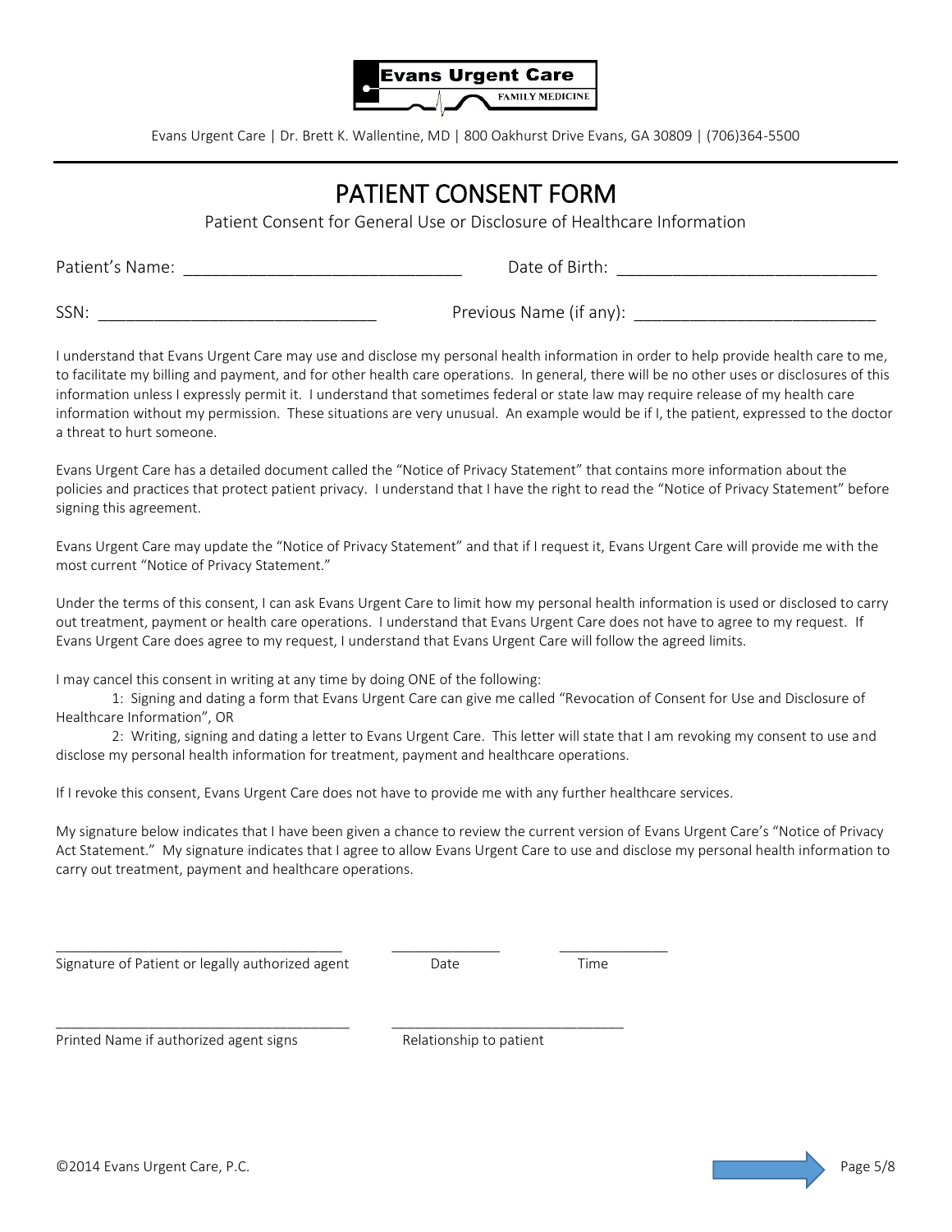**Evans Urgent Care**
FAMILY MEDICINE

Evans Urgent Care | Dr. Brett K. Wallentine, MD | 800 Oakhurst Drive Evans, GA 30809 | (706)364-5500

# PATIENT CONSENT FORM

Patient Consent for General Use or Disclosure of Healthcare Information

Patient's Name: ______________________________ Date of Birth: ____________________________

SSN: ______________________________ Previous Name (if any): __________________________

I understand that Evans Urgent Care may use and disclose my personal health information in order to help provide health care to me, to facilitate my billing and payment, and for other health care operations. In general, there will be no other uses or disclosures of this information unless I expressly permit it. I understand that sometimes federal or state law may require release of my health care information without my permission. These situations are very unusual. An example would be if I, the patient, expressed to the doctor a threat to hurt someone.

Evans Urgent Care has a detailed document called the "Notice of Privacy Statement" that contains more information about the policies and practices that protect patient privacy. I understand that I have the right to read the "Notice of Privacy Statement" before signing this agreement.

Evans Urgent Care may update the "Notice of Privacy Statement" and that if I request it, Evans Urgent Care will provide me with the most current "Notice of Privacy Statement."

Under the terms of this consent, I can ask Evans Urgent Care to limit how my personal health information is used or disclosed to carry out treatment, payment or health care operations. I understand that Evans Urgent Care does not have to agree to my request. If Evans Urgent Care does agree to my request, I understand that Evans Urgent Care will follow the agreed limits.

I may cancel this consent in writing at any time by doing ONE of the following:

1: Signing and dating a form that Evans Urgent Care can give me called "Revocation of Consent for Use and Disclosure of Healthcare Information", OR

2: Writing, signing and dating a letter to Evans Urgent Care. This letter will state that I am revoking my consent to use and disclose my personal health information for treatment, payment and healthcare operations.

If I revoke this consent, Evans Urgent Care does not have to provide me with any further healthcare services.

My signature below indicates that I have been given a chance to review the current version of Evans Urgent Care's "Notice of Privacy Act Statement." My signature indicates that I agree to allow Evans Urgent Care to use and disclose my personal health information to carry out treatment, payment and healthcare operations.

___________________________________ ______________ ______________
Signature of Patient or legally authorized agent Date Time

___________________________________ ______________________________
Printed Name if authorized agent signs Relationship to patient

©2014 Evans Urgent Care, P.C.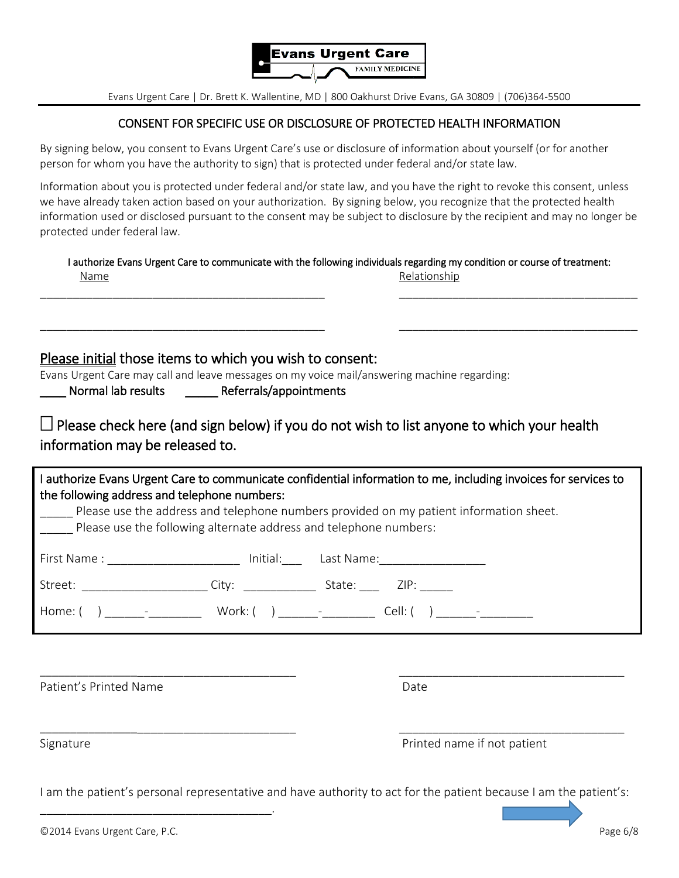Evans Urgent Care
FAMILY MEDICINE

Evans Urgent Care | Dr. Brett K. Wallentine, MD | 800 Oakhurst Drive Evans, GA 30809 | (706)364-5500

## CONSENT FOR SPECIFIC USE OR DISCLOSURE OF PROTECTED HEALTH INFORMATION

By signing below, you consent to Evans Urgent Care's use or disclosure of information about yourself (or for another person for whom you have the authority to sign) that is protected under federal and/or state law.

Information about you is protected under federal and/or state law, and you have the right to revoke this consent, unless we have already taken action based on your authorization. By signing below, you recognize that the protected health information used or disclosed pursuant to the consent may be subject to disclosure by the recipient and may no longer be protected under federal law.

I authorize Evans Urgent Care to communicate with the following individuals regarding my condition or course of treatment:

| Name | Relationship |
| --- | --- |
| ____________________________________________ | ____________________________________ |
| ____________________________________________ | ____________________________________ |

### Please initial those items to which you wish to consent:

Evans Urgent Care may call and leave messages on my voice mail/answering machine regarding:

____ Normal lab results ______ Referrals/appointments

☐ Please check here (and sign below) if you do not wish to list anyone to which your health information may be released to.

I authorize Evans Urgent Care to communicate confidential information to me, including invoices for services to the following address and telephone numbers:

_____ Please use the address and telephone numbers provided on my patient information sheet.

_____ Please use the following alternate address and telephone numbers:

First Name : ____________________ Initial:___ Last Name:________________

Street: ___________________ City: ___________ State: ___ ZIP: _____

Home: ( ) ______-________ Work: ( ) ______-________ Cell: ( ) ______-________

________________________________________ ________________________________________

Patient's Printed Name Date

________________________________________ ________________________________________

Signature Printed name if not patient

I am the patient's personal representative and have authority to act for the patient because I am the patient's: ____________________________________.

©2014 Evans Urgent Care, P.C.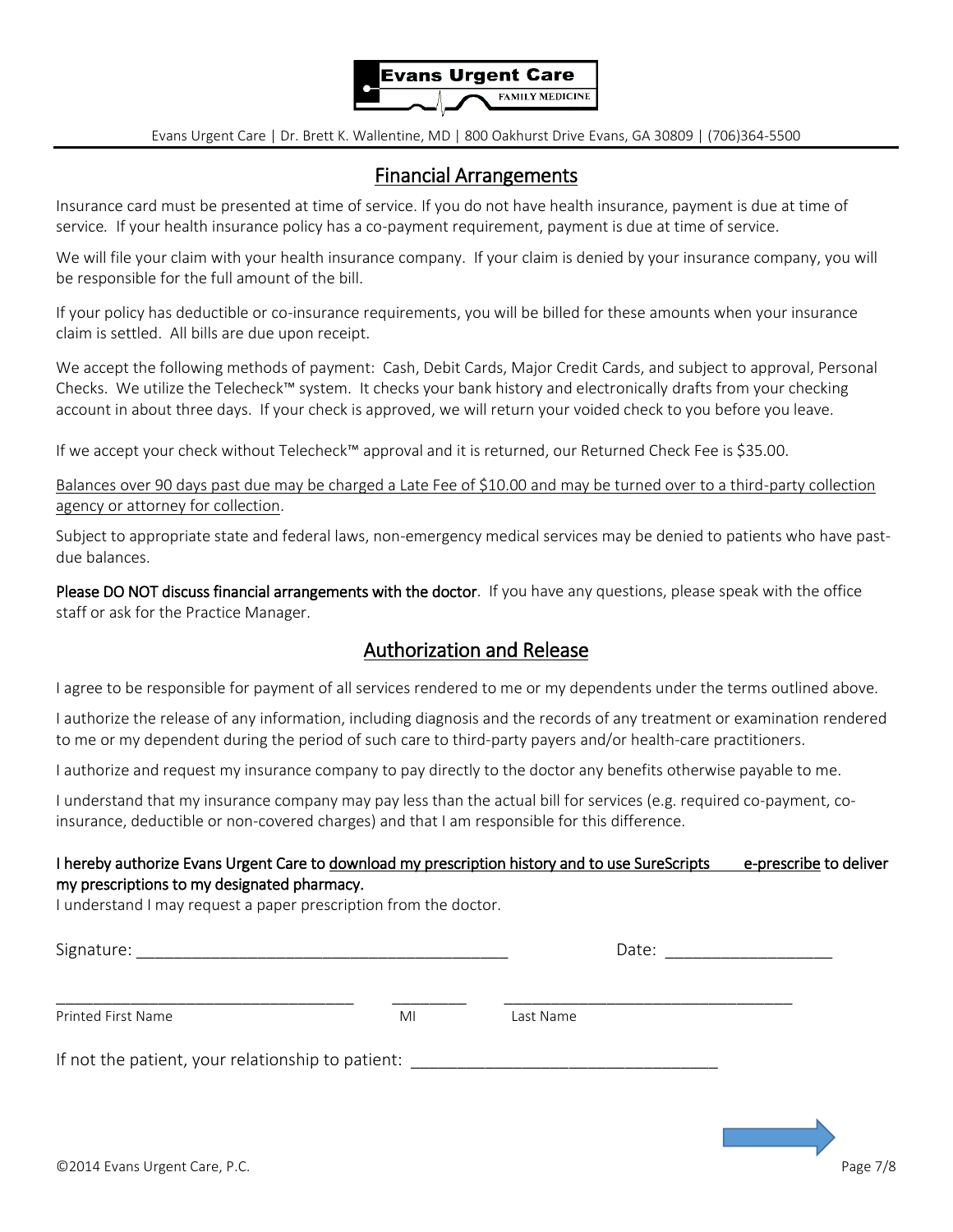Evans Urgent Care | Dr. Brett K. Wallentine, MD | 800 Oakhurst Drive Evans, GA 30809 | (706)364-5500

## Financial Arrangements

Insurance card must be presented at time of service. If you do not have health insurance, payment is due at time of service. If your health insurance policy has a co-payment requirement, payment is due at time of service.

We will file your claim with your health insurance company. If your claim is denied by your insurance company, you will be responsible for the full amount of the bill.

If your policy has deductible or co-insurance requirements, you will be billed for these amounts when your insurance claim is settled. All bills are due upon receipt.

We accept the following methods of payment: Cash, Debit Cards, Major Credit Cards, and subject to approval, Personal Checks. We utilize the Telecheck™ system. It checks your bank history and electronically drafts from your checking account in about three days. If your check is approved, we will return your voided check to you before you leave.

If we accept your check without Telecheck™ approval and it is returned, our Returned Check Fee is $35.00.

<u>Balances over 90 days past due may be charged a Late Fee of $10.00 and may be turned over to a third-party collection agency or attorney for collection</u>.

Subject to appropriate state and federal laws, non-emergency medical services may be denied to patients who have past-due balances.

**Please DO NOT discuss financial arrangements with the doctor**. If you have any questions, please speak with the office staff or ask for the Practice Manager.

## Authorization and Release

I agree to be responsible for payment of all services rendered to me or my dependents under the terms outlined above.

I authorize the release of any information, including diagnosis and the records of any treatment or examination rendered to me or my dependent during the period of such care to third-party payers and/or health-care practitioners.

I authorize and request my insurance company to pay directly to the doctor any benefits otherwise payable to me.

I understand that my insurance company may pay less than the actual bill for services (e.g. required co-payment, co-insurance, deductible or non-covered charges) and that I am responsible for this difference.

**I hereby authorize Evans Urgent Care to <u>download my prescription history and to use SureScripts e-prescribe</u> to deliver my prescriptions to my designated pharmacy.**
I understand I may request a paper prescription from the doctor.

Signature: ________________________________________ Date: __________________

__________________________________ ________ __________________________________
Printed First Name MI Last Name

If not the patient, your relationship to patient: _________________________________

©2014 Evans Urgent Care, P.C.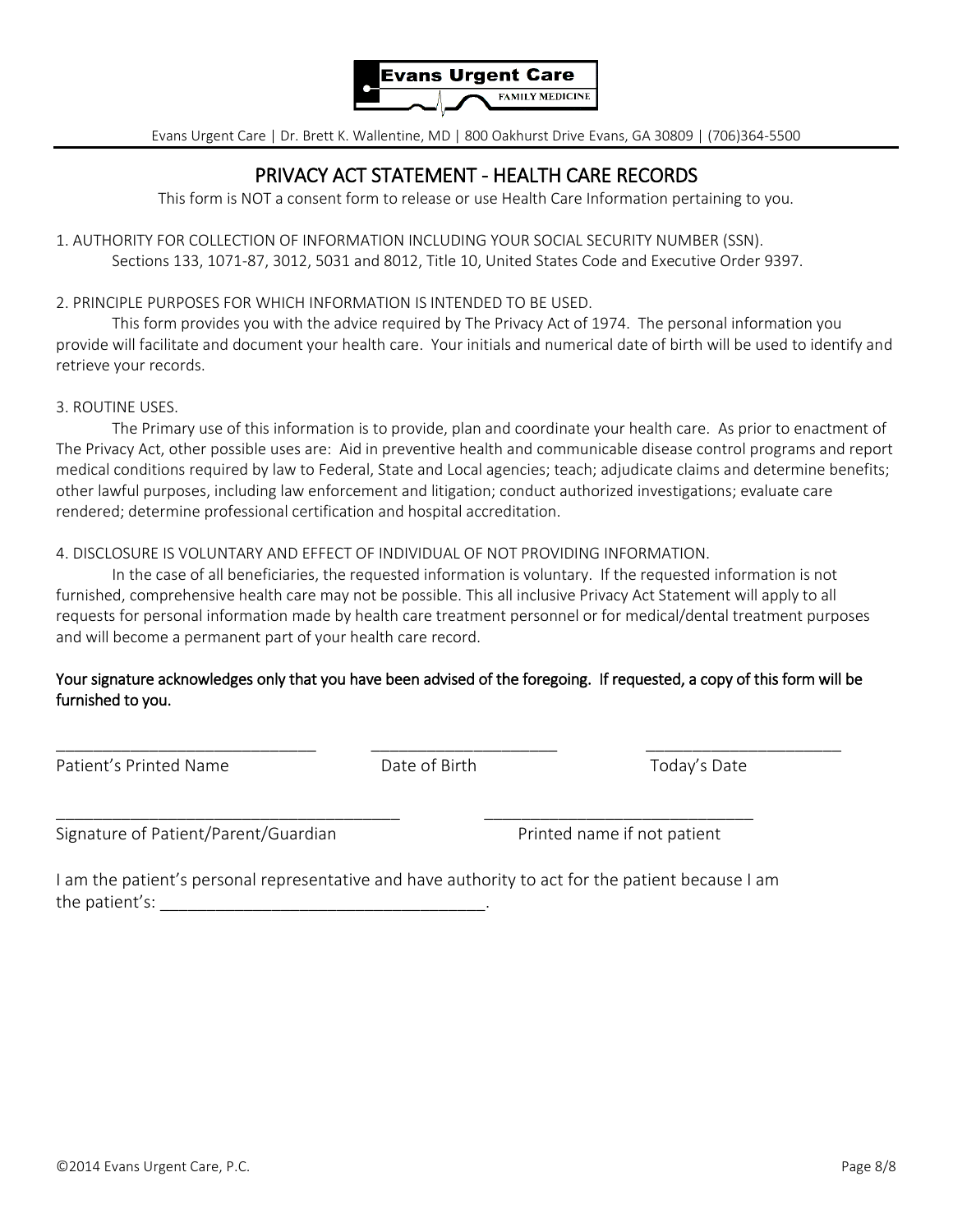**Evans Urgent Care**
FAMILY MEDICINE

Evans Urgent Care | Dr. Brett K. Wallentine, MD | 800 Oakhurst Drive Evans, GA 30809 | (706)364-5500

# PRIVACY ACT STATEMENT - HEALTH CARE RECORDS

This form is NOT a consent form to release or use Health Care Information pertaining to you.

1. AUTHORITY FOR COLLECTION OF INFORMATION INCLUDING YOUR SOCIAL SECURITY NUMBER (SSN).
   Sections 133, 1071-87, 3012, 5031 and 8012, Title 10, United States Code and Executive Order 9397.

2. PRINCIPLE PURPOSES FOR WHICH INFORMATION IS INTENDED TO BE USED.
   This form provides you with the advice required by The Privacy Act of 1974. The personal information you provide will facilitate and document your health care. Your initials and numerical date of birth will be used to identify and retrieve your records.

3. ROUTINE USES.
   The Primary use of this information is to provide, plan and coordinate your health care. As prior to enactment of The Privacy Act, other possible uses are: Aid in preventive health and communicable disease control programs and report medical conditions required by law to Federal, State and Local agencies; teach; adjudicate claims and determine benefits; other lawful purposes, including law enforcement and litigation; conduct authorized investigations; evaluate care rendered; determine professional certification and hospital accreditation.

4. DISCLOSURE IS VOLUNTARY AND EFFECT OF INDIVIDUAL OF NOT PROVIDING INFORMATION.
   In the case of all beneficiaries, the requested information is voluntary. If the requested information is not furnished, comprehensive health care may not be possible. This all inclusive Privacy Act Statement will apply to all requests for personal information made by health care treatment personnel or for medical/dental treatment purposes and will become a permanent part of your health care record.

Your signature acknowledges only that you have been advised of the foregoing. If requested, a copy of this form will be furnished to you.

_____________________________ &nbsp;&nbsp; _____________________ &nbsp;&nbsp; ______________________
Patient's Printed Name &nbsp;&nbsp; Date of Birth &nbsp;&nbsp; Today's Date

______________________________________ &nbsp;&nbsp; ______________________________
Signature of Patient/Parent/Guardian &nbsp;&nbsp; Printed name if not patient

I am the patient's personal representative and have authority to act for the patient because I am the patient's: ___________________________________.

©2014 Evans Urgent Care, P.C.